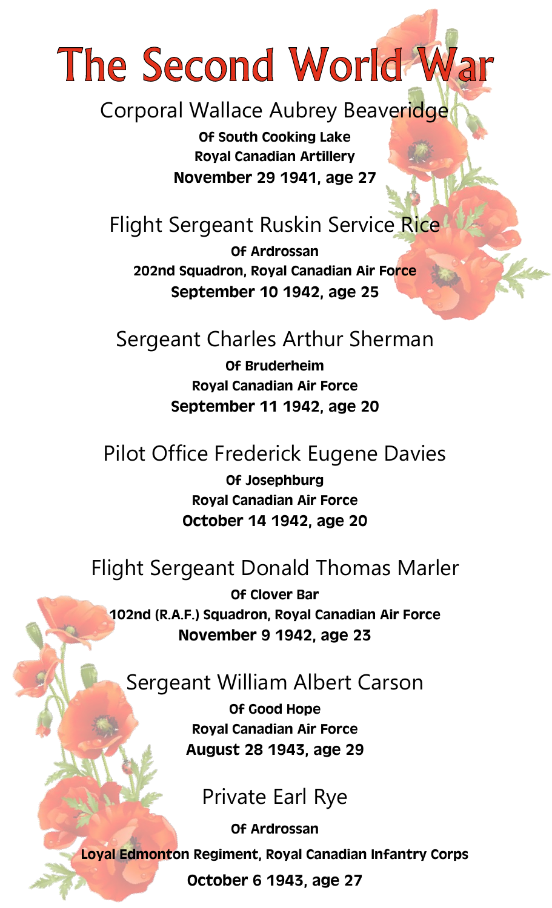# The Second World War

## Corporal Wallace Aubrey Beaveridge

**Of South Cooking Lake**
**Royal Canadian Artillery**
**November 29 1941, age 27**

## Flight Sergeant Ruskin Service Rice

**Of Ardrossan**
**202nd Squadron, Royal Canadian Air Force**
**September 10 1942, age 25**

## Sergeant Charles Arthur Sherman

**Of Bruderheim**
**Royal Canadian Air Force**
**September 11 1942, age 20**

## Pilot Office Frederick Eugene Davies

**Of Josephburg**
**Royal Canadian Air Force**
**October 14 1942, age 20**

## Flight Sergeant Donald Thomas Marler

**Of Clover Bar**
**102nd (R.A.F.) Squadron, Royal Canadian Air Force**
**November 9 1942, age 23**

## Sergeant William Albert Carson

**Of Good Hope**
**Royal Canadian Air Force**
**August 28 1943, age 29**

## Private Earl Rye

**Of Ardrossan**
**Loyal Edmonton Regiment, Royal Canadian Infantry Corps**
**October 6 1943, age 27**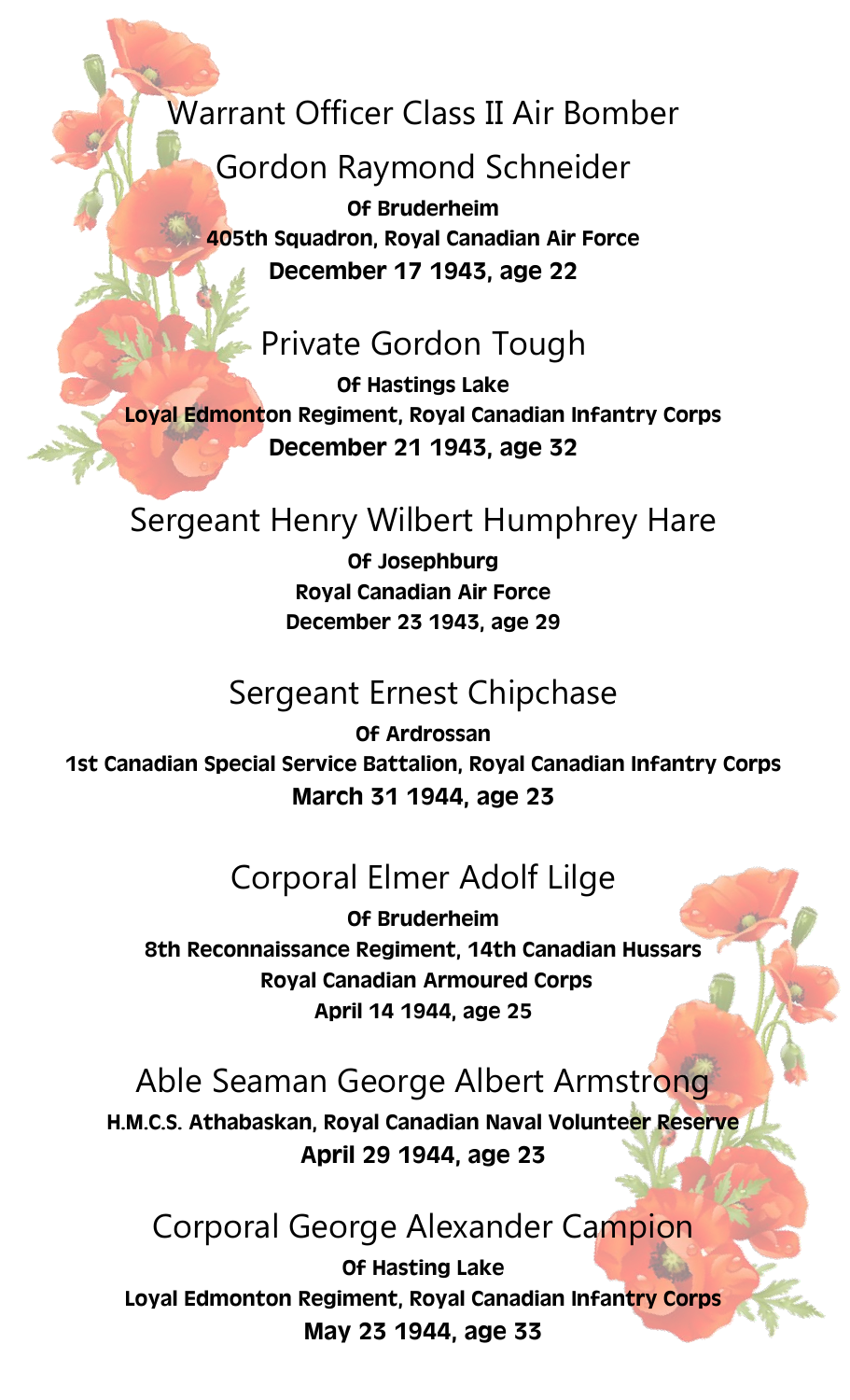Warrant Officer Class II Air Bomber

Gordon Raymond Schneider

**Of Bruderheim**
**405th Squadron, Royal Canadian Air Force**
**December 17 1943, age 22**

Private Gordon Tough

**Of Hastings Lake**
**Loyal Edmonton Regiment, Royal Canadian Infantry Corps**
**December 21 1943, age 32**

Sergeant Henry Wilbert Humphrey Hare

**Of Josephburg**
**Royal Canadian Air Force**
**December 23 1943, age 29**

Sergeant Ernest Chipchase

**Of Ardrossan**
**1st Canadian Special Service Battalion, Royal Canadian Infantry Corps**
**March 31 1944, age 23**

Corporal Elmer Adolf Lilge

**Of Bruderheim**
**8th Reconnaissance Regiment, 14th Canadian Hussars**
**Royal Canadian Armoured Corps**
**April 14 1944, age 25**

Able Seaman George Albert Armstrong

**H.M.C.S. Athabaskan, Royal Canadian Naval Volunteer Reserve**
**April 29 1944, age 23**

Corporal George Alexander Campion

**Of Hasting Lake**
**Loyal Edmonton Regiment, Royal Canadian Infantry Corps**
**May 23 1944, age 33**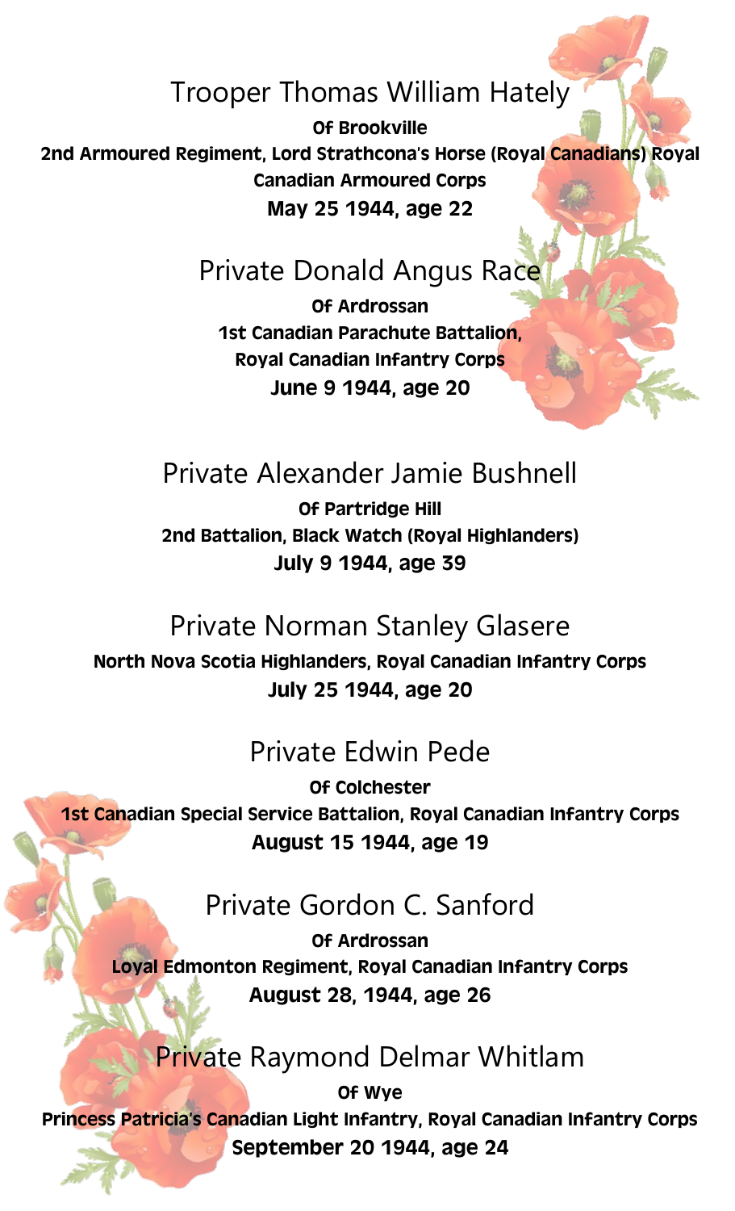## Trooper Thomas William Hately

**Of Brookville**

**2nd Armoured Regiment, Lord Strathcona's Horse (Royal Canadians) Royal Canadian Armoured Corps**

**May 25 1944, age 22**

## Private Donald Angus Race

**Of Ardrossan**

**1st Canadian Parachute Battalion, Royal Canadian Infantry Corps**

**June 9 1944, age 20**

## Private Alexander Jamie Bushnell

**Of Partridge Hill**

**2nd Battalion, Black Watch (Royal Highlanders)**

**July 9 1944, age 39**

## Private Norman Stanley Glasere

**North Nova Scotia Highlanders, Royal Canadian Infantry Corps**

**July 25 1944, age 20**

## Private Edwin Pede

**Of Colchester**

**1st Canadian Special Service Battalion, Royal Canadian Infantry Corps**

**August 15 1944, age 19**

## Private Gordon C. Sanford

**Of Ardrossan**

**Loyal Edmonton Regiment, Royal Canadian Infantry Corps**

**August 28, 1944, age 26**

## Private Raymond Delmar Whitlam

**Of Wye**

**Princess Patricia's Canadian Light Infantry, Royal Canadian Infantry Corps**

**September 20 1944, age 24**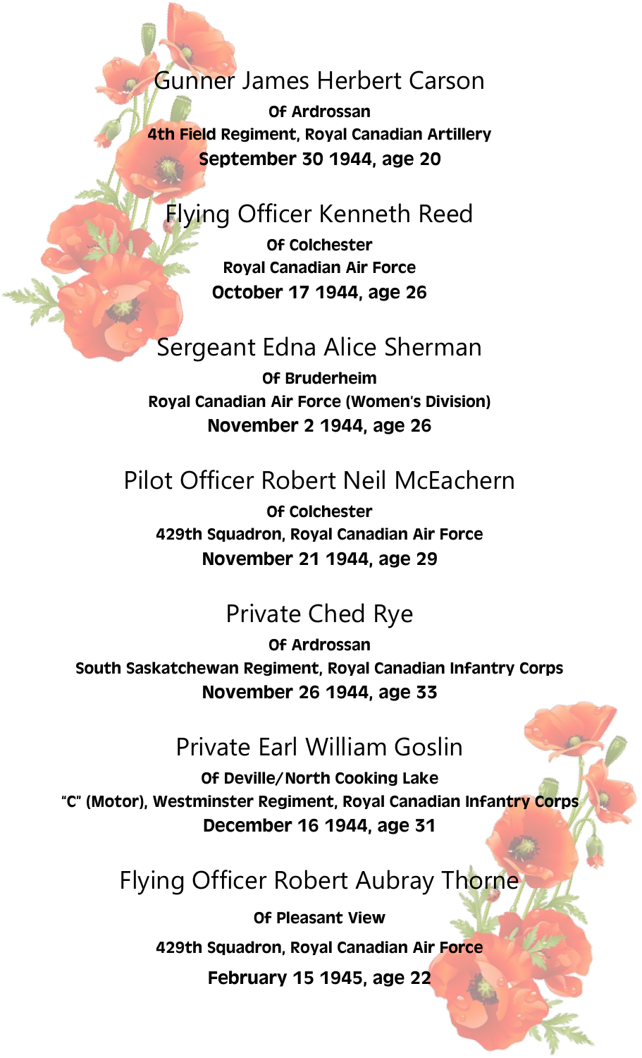Gunner James Herbert Carson

**Of Ardrossan**

**4th Field Regiment, Royal Canadian Artillery**

**September 30 1944, age 20**

Flying Officer Kenneth Reed

**Of Colchester**

**Royal Canadian Air Force**

**October 17 1944, age 26**

Sergeant Edna Alice Sherman

**Of Bruderheim**

**Royal Canadian Air Force (Women's Division)**

**November 2 1944, age 26**

Pilot Officer Robert Neil McEachern

**Of Colchester**

**429th Squadron, Royal Canadian Air Force**

**November 21 1944, age 29**

Private Ched Rye

**Of Ardrossan**

**South Saskatchewan Regiment, Royal Canadian Infantry Corps**

**November 26 1944, age 33**

Private Earl William Goslin

**Of Deville/North Cooking Lake**

**"C" (Motor), Westminster Regiment, Royal Canadian Infantry Corps**

**December 16 1944, age 31**

Flying Officer Robert Aubray Thorne

**Of Pleasant View**

**429th Squadron, Royal Canadian Air Force**

**February 15 1945, age 22**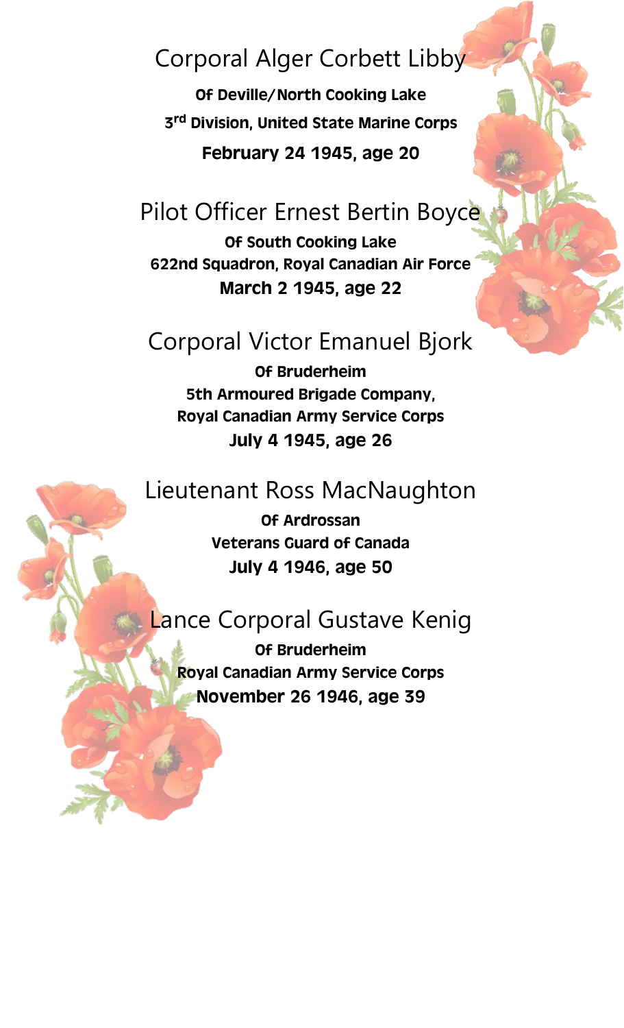## Corporal Alger Corbett Libby

**Of Deville/North Cooking Lake**

**3rd Division, United State Marine Corps**

**February 24 1945, age 20**

## Pilot Officer Ernest Bertin Boyce

**Of South Cooking Lake**

**622nd Squadron, Royal Canadian Air Force**

**March 2 1945, age 22**

## Corporal Victor Emanuel Bjork

**Of Bruderheim**

**5th Armoured Brigade Company,**

**Royal Canadian Army Service Corps**

**July 4 1945, age 26**

## Lieutenant Ross MacNaughton

**Of Ardrossan**

**Veterans Guard of Canada**

**July 4 1946, age 50**

## Lance Corporal Gustave Kenig

**Of Bruderheim**

**Royal Canadian Army Service Corps**

**November 26 1946, age 39**